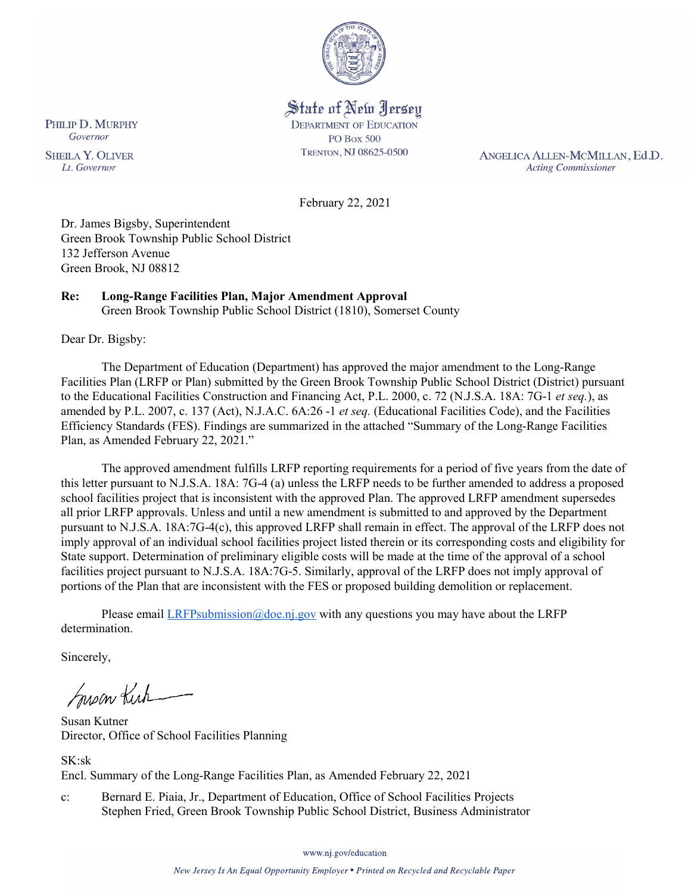State of New Jersey
DEPARTMENT OF EDUCATION
PO Box 500
TRENTON, NJ 08625-0500

PHILIP D. MURPHY
*Governor*

SHEILA Y. OLIVER
*Lt. Governor*

ANGELICA ALLEN-MCMILLAN, Ed.D.
*Acting Commissioner*

February 22, 2021

Dr. James Bigsby, Superintendent
Green Brook Township Public School District
132 Jefferson Avenue
Green Brook, NJ 08812

**Re: Long-Range Facilities Plan, Major Amendment Approval**
Green Brook Township Public School District (1810), Somerset County

Dear Dr. Bigsby:

The Department of Education (Department) has approved the major amendment to the Long-Range Facilities Plan (LRFP or Plan) submitted by the Green Brook Township Public School District (District) pursuant to the Educational Facilities Construction and Financing Act, P.L. 2000, c. 72 (N.J.S.A. 18A: 7G-1 *et seq.*), as amended by P.L. 2007, c. 137 (Act), N.J.A.C. 6A:26 -1 *et seq.* (Educational Facilities Code), and the Facilities Efficiency Standards (FES). Findings are summarized in the attached "Summary of the Long-Range Facilities Plan, as Amended February 22, 2021."

The approved amendment fulfills LRFP reporting requirements for a period of five years from the date of this letter pursuant to N.J.S.A. 18A: 7G-4 (a) unless the LRFP needs to be further amended to address a proposed school facilities project that is inconsistent with the approved Plan. The approved LRFP amendment supersedes all prior LRFP approvals. Unless and until a new amendment is submitted to and approved by the Department pursuant to N.J.S.A. 18A:7G-4(c), this approved LRFP shall remain in effect. The approval of the LRFP does not imply approval of an individual school facilities project listed therein or its corresponding costs and eligibility for State support. Determination of preliminary eligible costs will be made at the time of the approval of a school facilities project pursuant to N.J.S.A. 18A:7G-5. Similarly, approval of the LRFP does not imply approval of portions of the Plan that are inconsistent with the FES or proposed building demolition or replacement.

Please email LRFPsubmission@doe.nj.gov with any questions you may have about the LRFP determination.

Sincerely,

Susan Kutner
Director, Office of School Facilities Planning

SK:sk
Encl. Summary of the Long-Range Facilities Plan, as Amended February 22, 2021

c: Bernard E. Piaia, Jr., Department of Education, Office of School Facilities Projects
Stephen Fried, Green Brook Township Public School District, Business Administrator

www.nj.gov/education

*New Jersey Is An Equal Opportunity Employer • Printed on Recycled and Recyclable Paper*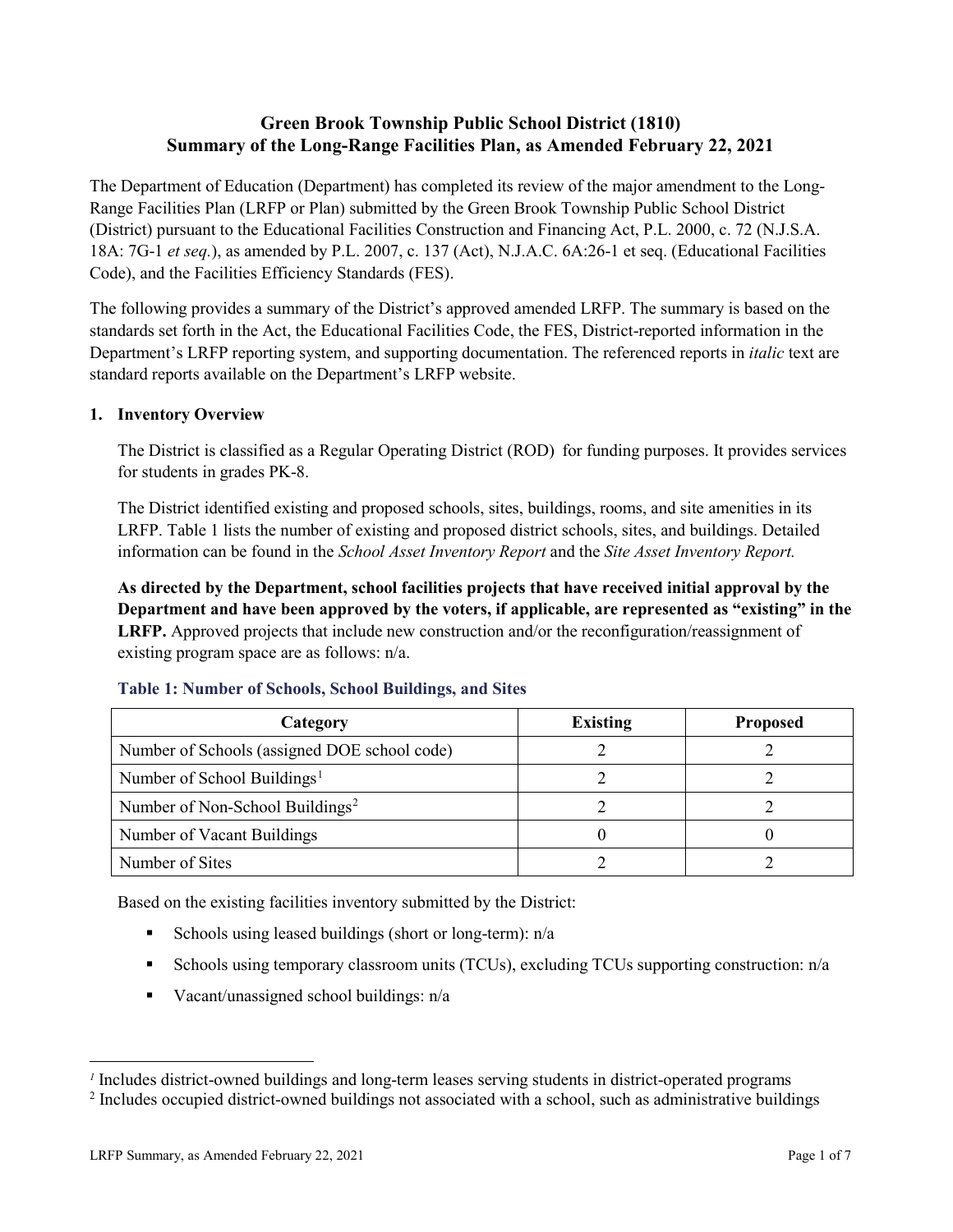# Green Brook Township Public School District (1810)
# Summary of the Long-Range Facilities Plan, as Amended February 22, 2021

The Department of Education (Department) has completed its review of the major amendment to the Long-Range Facilities Plan (LRFP or Plan) submitted by the Green Brook Township Public School District (District) pursuant to the Educational Facilities Construction and Financing Act, P.L. 2000, c. 72 (N.J.S.A. 18A: 7G-1 *et seq.*), as amended by P.L. 2007, c. 137 (Act), N.J.A.C. 6A:26-1 et seq. (Educational Facilities Code), and the Facilities Efficiency Standards (FES).

The following provides a summary of the District's approved amended LRFP. The summary is based on the standards set forth in the Act, the Educational Facilities Code, the FES, District-reported information in the Department's LRFP reporting system, and supporting documentation. The referenced reports in *italic* text are standard reports available on the Department's LRFP website.

## 1. Inventory Overview

The District is classified as a Regular Operating District (ROD) for funding purposes. It provides services for students in grades PK-8.

The District identified existing and proposed schools, sites, buildings, rooms, and site amenities in its LRFP. Table 1 lists the number of existing and proposed district schools, sites, and buildings. Detailed information can be found in the *School Asset Inventory Report* and the *Site Asset Inventory Report.*

**As directed by the Department, school facilities projects that have received initial approval by the Department and have been approved by the voters, if applicable, are represented as "existing" in the LRFP.** Approved projects that include new construction and/or the reconfiguration/reassignment of existing program space are as follows: n/a.

### Table 1: Number of Schools, School Buildings, and Sites

| Category | Existing | Proposed |
|---|---|---|
| Number of Schools (assigned DOE school code) | 2 | 2 |
| Number of School Buildings[1] | 2 | 2 |
| Number of Non-School Buildings[2] | 2 | 2 |
| Number of Vacant Buildings | 0 | 0 |
| Number of Sites | 2 | 2 |

Based on the existing facilities inventory submitted by the District:

- Schools using leased buildings (short or long-term): n/a
- Schools using temporary classroom units (TCUs), excluding TCUs supporting construction: n/a
- Vacant/unassigned school buildings: n/a

[1] Includes district-owned buildings and long-term leases serving students in district-operated programs

[2] Includes occupied district-owned buildings not associated with a school, such as administrative buildings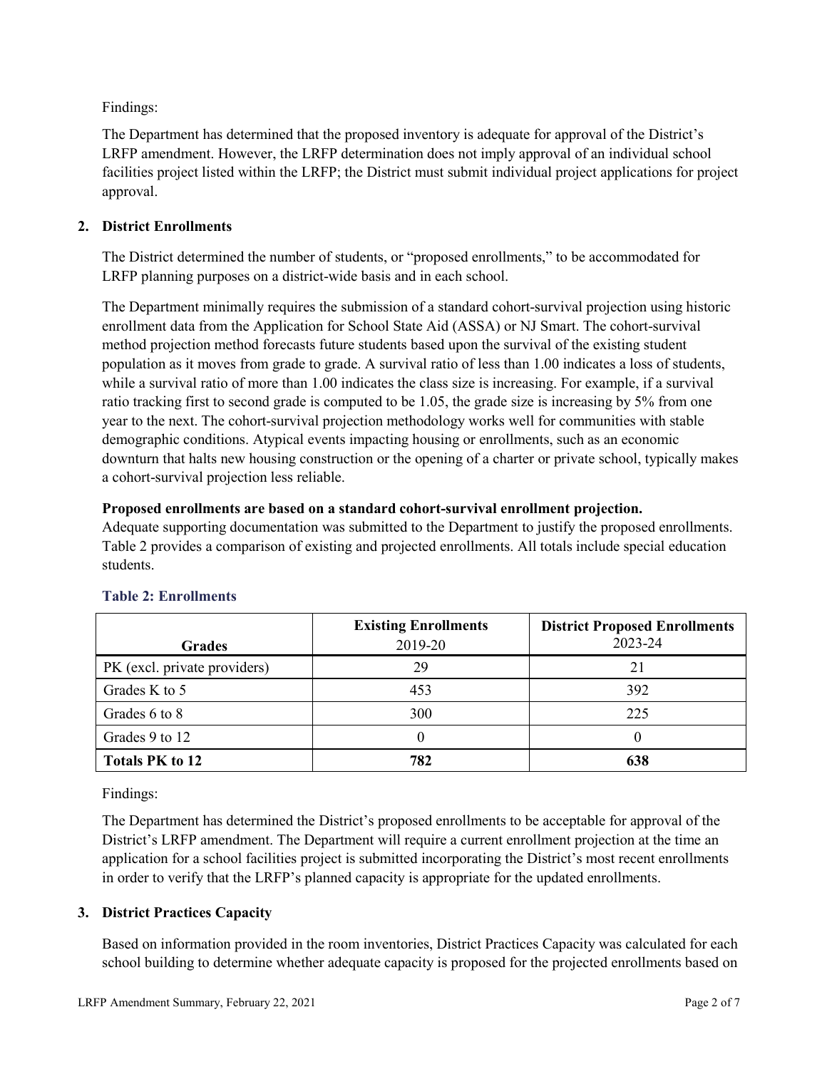Findings:

The Department has determined that the proposed inventory is adequate for approval of the District's LRFP amendment. However, the LRFP determination does not imply approval of an individual school facilities project listed within the LRFP; the District must submit individual project applications for project approval.

## 2. District Enrollments

The District determined the number of students, or "proposed enrollments," to be accommodated for LRFP planning purposes on a district-wide basis and in each school.

The Department minimally requires the submission of a standard cohort-survival projection using historic enrollment data from the Application for School State Aid (ASSA) or NJ Smart. The cohort-survival method projection method forecasts future students based upon the survival of the existing student population as it moves from grade to grade. A survival ratio of less than 1.00 indicates a loss of students, while a survival ratio of more than 1.00 indicates the class size is increasing. For example, if a survival ratio tracking first to second grade is computed to be 1.05, the grade size is increasing by 5% from one year to the next. The cohort-survival projection methodology works well for communities with stable demographic conditions. Atypical events impacting housing or enrollments, such as an economic downturn that halts new housing construction or the opening of a charter or private school, typically makes a cohort-survival projection less reliable.

**Proposed enrollments are based on a standard cohort-survival enrollment projection.**
Adequate supporting documentation was submitted to the Department to justify the proposed enrollments. Table 2 provides a comparison of existing and projected enrollments. All totals include special education students.

### Table 2: Enrollments

| Grades | Existing Enrollments 2019-20 | District Proposed Enrollments 2023-24 |
|---|---|---|
| PK (excl. private providers) | 29 | 21 |
| Grades K to 5 | 453 | 392 |
| Grades 6 to 8 | 300 | 225 |
| Grades 9 to 12 | 0 | 0 |
| **Totals PK to 12** | **782** | **638** |

Findings:

The Department has determined the District's proposed enrollments to be acceptable for approval of the District's LRFP amendment. The Department will require a current enrollment projection at the time an application for a school facilities project is submitted incorporating the District's most recent enrollments in order to verify that the LRFP's planned capacity is appropriate for the updated enrollments.

## 3. District Practices Capacity

Based on information provided in the room inventories, District Practices Capacity was calculated for each school building to determine whether adequate capacity is proposed for the projected enrollments based on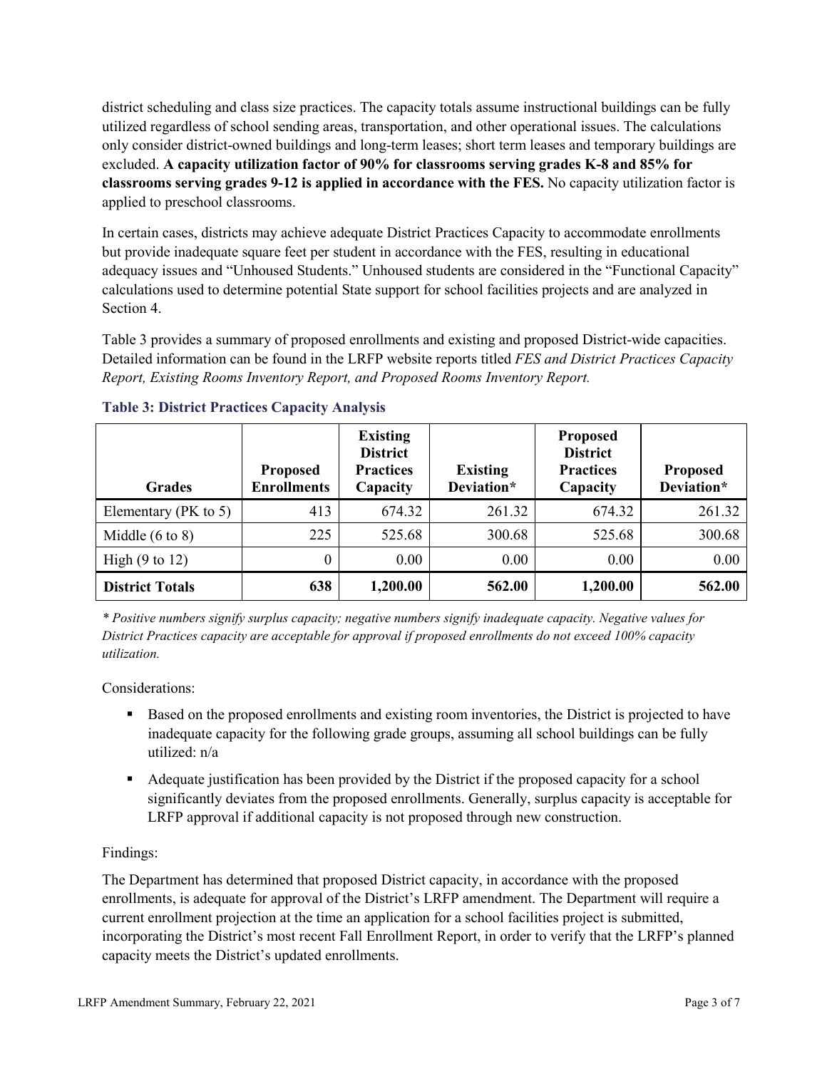district scheduling and class size practices. The capacity totals assume instructional buildings can be fully utilized regardless of school sending areas, transportation, and other operational issues. The calculations only consider district-owned buildings and long-term leases; short term leases and temporary buildings are excluded. **A capacity utilization factor of 90% for classrooms serving grades K-8 and 85% for classrooms serving grades 9-12 is applied in accordance with the FES.** No capacity utilization factor is applied to preschool classrooms.

In certain cases, districts may achieve adequate District Practices Capacity to accommodate enrollments but provide inadequate square feet per student in accordance with the FES, resulting in educational adequacy issues and "Unhoused Students." Unhoused students are considered in the "Functional Capacity" calculations used to determine potential State support for school facilities projects and are analyzed in Section 4.

Table 3 provides a summary of proposed enrollments and existing and proposed District-wide capacities. Detailed information can be found in the LRFP website reports titled *FES and District Practices Capacity Report, Existing Rooms Inventory Report, and Proposed Rooms Inventory Report.*

### Table 3: District Practices Capacity Analysis

| Grades | Proposed Enrollments | Existing District Practices Capacity | Existing Deviation* | Proposed District Practices Capacity | Proposed Deviation* |
|---|---|---|---|---|---|
| Elementary (PK to 5) | 413 | 674.32 | 261.32 | 674.32 | 261.32 |
| Middle (6 to 8) | 225 | 525.68 | 300.68 | 525.68 | 300.68 |
| High (9 to 12) | 0 | 0.00 | 0.00 | 0.00 | 0.00 |
| **District Totals** | **638** | **1,200.00** | **562.00** | **1,200.00** | **562.00** |

*\* Positive numbers signify surplus capacity; negative numbers signify inadequate capacity. Negative values for District Practices capacity are acceptable for approval if proposed enrollments do not exceed 100% capacity utilization.*

Considerations:

- Based on the proposed enrollments and existing room inventories, the District is projected to have inadequate capacity for the following grade groups, assuming all school buildings can be fully utilized: n/a
- Adequate justification has been provided by the District if the proposed capacity for a school significantly deviates from the proposed enrollments. Generally, surplus capacity is acceptable for LRFP approval if additional capacity is not proposed through new construction.

Findings:

The Department has determined that proposed District capacity, in accordance with the proposed enrollments, is adequate for approval of the District's LRFP amendment. The Department will require a current enrollment projection at the time an application for a school facilities project is submitted, incorporating the District's most recent Fall Enrollment Report, in order to verify that the LRFP's planned capacity meets the District's updated enrollments.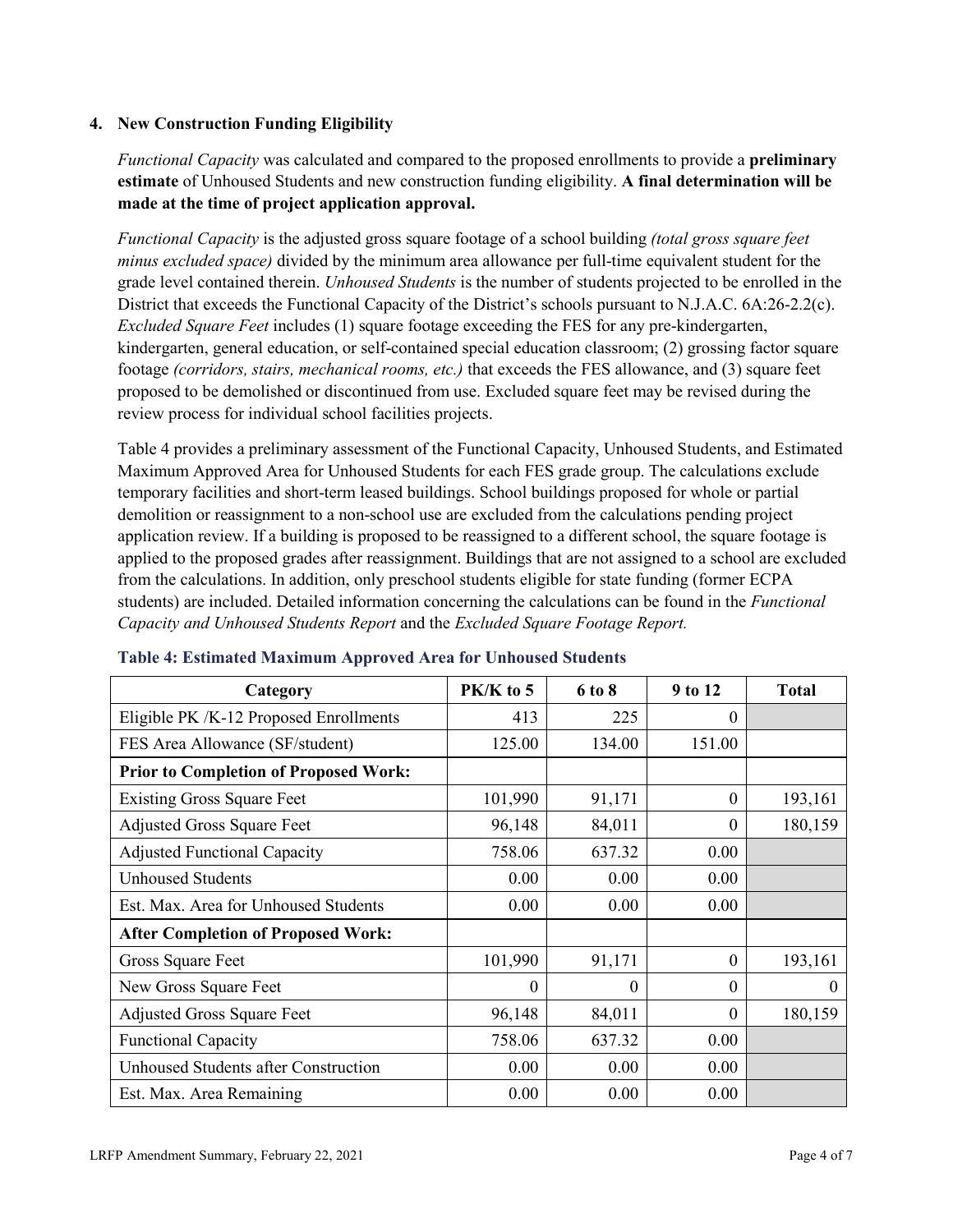## 4. New Construction Funding Eligibility

*Functional Capacity* was calculated and compared to the proposed enrollments to provide a **preliminary estimate** of Unhoused Students and new construction funding eligibility. **A final determination will be made at the time of project application approval.**

*Functional Capacity* is the adjusted gross square footage of a school building *(total gross square feet minus excluded space)* divided by the minimum area allowance per full-time equivalent student for the grade level contained therein. *Unhoused Students* is the number of students projected to be enrolled in the District that exceeds the Functional Capacity of the District's schools pursuant to N.J.A.C. 6A:26-2.2(c). *Excluded Square Feet* includes (1) square footage exceeding the FES for any pre-kindergarten, kindergarten, general education, or self-contained special education classroom; (2) grossing factor square footage *(corridors, stairs, mechanical rooms, etc.)* that exceeds the FES allowance, and (3) square feet proposed to be demolished or discontinued from use. Excluded square feet may be revised during the review process for individual school facilities projects.

Table 4 provides a preliminary assessment of the Functional Capacity, Unhoused Students, and Estimated Maximum Approved Area for Unhoused Students for each FES grade group. The calculations exclude temporary facilities and short-term leased buildings. School buildings proposed for whole or partial demolition or reassignment to a non-school use are excluded from the calculations pending project application review. If a building is proposed to be reassigned to a different school, the square footage is applied to the proposed grades after reassignment. Buildings that are not assigned to a school are excluded from the calculations. In addition, only preschool students eligible for state funding (former ECPA students) are included. Detailed information concerning the calculations can be found in the *Functional Capacity and Unhoused Students Report* and the *Excluded Square Footage Report.*

**Table 4: Estimated Maximum Approved Area for Unhoused Students**

| Category | PK/K to 5 | 6 to 8 | 9 to 12 | Total |
|---|---|---|---|---|
| Eligible PK /K-12 Proposed Enrollments | 413 | 225 | 0 | |
| FES Area Allowance (SF/student) | 125.00 | 134.00 | 151.00 | |
| **Prior to Completion of Proposed Work:** | | | | |
| Existing Gross Square Feet | 101,990 | 91,171 | 0 | 193,161 |
| Adjusted Gross Square Feet | 96,148 | 84,011 | 0 | 180,159 |
| Adjusted Functional Capacity | 758.06 | 637.32 | 0.00 | |
| Unhoused Students | 0.00 | 0.00 | 0.00 | |
| Est. Max. Area for Unhoused Students | 0.00 | 0.00 | 0.00 | |
| **After Completion of Proposed Work:** | | | | |
| Gross Square Feet | 101,990 | 91,171 | 0 | 193,161 |
| New Gross Square Feet | 0 | 0 | 0 | 0 |
| Adjusted Gross Square Feet | 96,148 | 84,011 | 0 | 180,159 |
| Functional Capacity | 758.06 | 637.32 | 0.00 | |
| Unhoused Students after Construction | 0.00 | 0.00 | 0.00 | |
| Est. Max. Area Remaining | 0.00 | 0.00 | 0.00 | |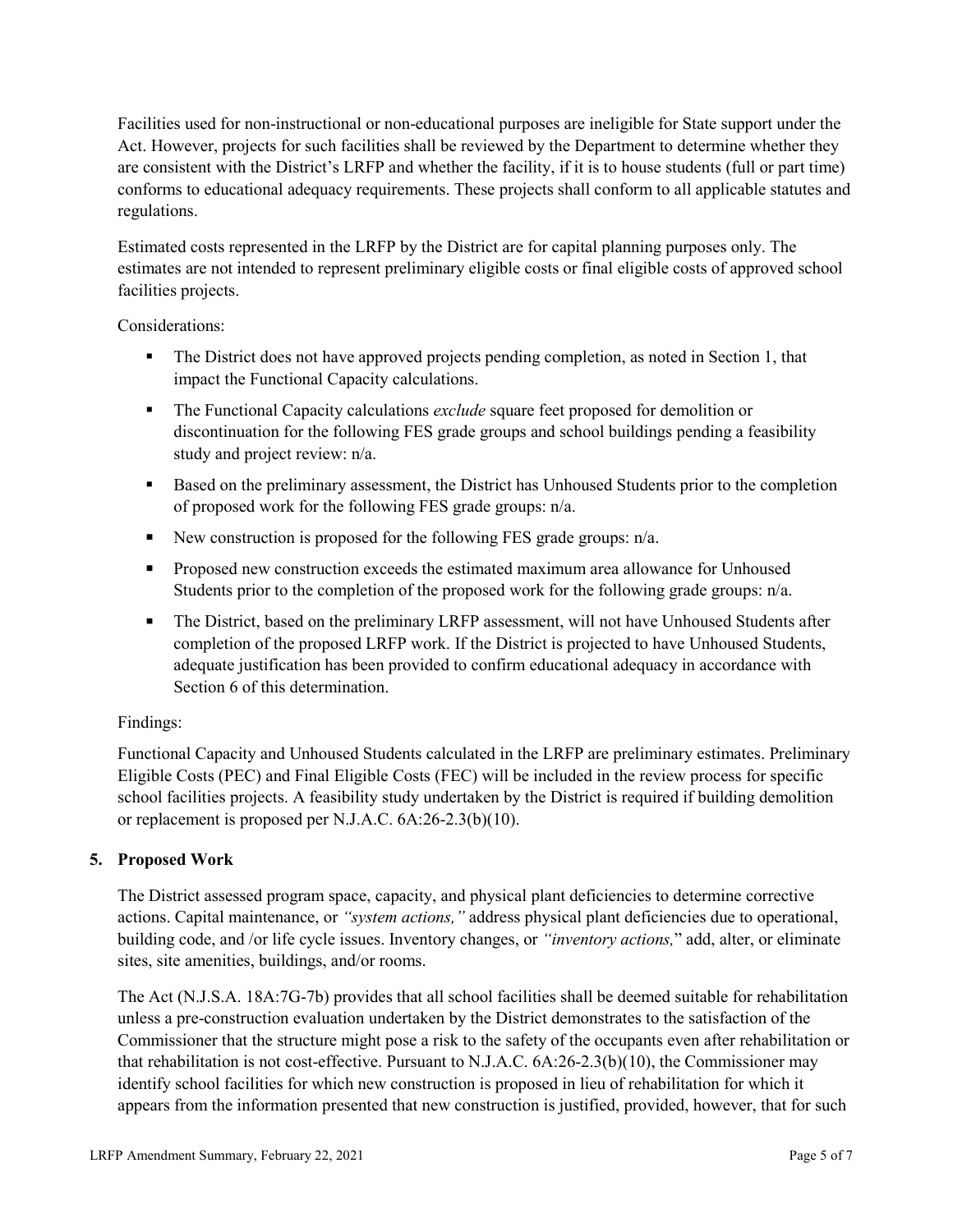Facilities used for non-instructional or non-educational purposes are ineligible for State support under the Act. However, projects for such facilities shall be reviewed by the Department to determine whether they are consistent with the District's LRFP and whether the facility, if it is to house students (full or part time) conforms to educational adequacy requirements. These projects shall conform to all applicable statutes and regulations.

Estimated costs represented in the LRFP by the District are for capital planning purposes only. The estimates are not intended to represent preliminary eligible costs or final eligible costs of approved school facilities projects.

Considerations:

- The District does not have approved projects pending completion, as noted in Section 1, that impact the Functional Capacity calculations.
- The Functional Capacity calculations *exclude* square feet proposed for demolition or discontinuation for the following FES grade groups and school buildings pending a feasibility study and project review: n/a.
- Based on the preliminary assessment, the District has Unhoused Students prior to the completion of proposed work for the following FES grade groups: n/a.
- New construction is proposed for the following FES grade groups: n/a.
- Proposed new construction exceeds the estimated maximum area allowance for Unhoused Students prior to the completion of the proposed work for the following grade groups: n/a.
- The District, based on the preliminary LRFP assessment, will not have Unhoused Students after completion of the proposed LRFP work. If the District is projected to have Unhoused Students, adequate justification has been provided to confirm educational adequacy in accordance with Section 6 of this determination.

Findings:

Functional Capacity and Unhoused Students calculated in the LRFP are preliminary estimates. Preliminary Eligible Costs (PEC) and Final Eligible Costs (FEC) will be included in the review process for specific school facilities projects. A feasibility study undertaken by the District is required if building demolition or replacement is proposed per N.J.A.C. 6A:26-2.3(b)(10).

## 5. Proposed Work

The District assessed program space, capacity, and physical plant deficiencies to determine corrective actions. Capital maintenance, or *"system actions,"* address physical plant deficiencies due to operational, building code, and /or life cycle issues. Inventory changes, or *"inventory actions,"* add, alter, or eliminate sites, site amenities, buildings, and/or rooms.

The Act (N.J.S.A. 18A:7G-7b) provides that all school facilities shall be deemed suitable for rehabilitation unless a pre-construction evaluation undertaken by the District demonstrates to the satisfaction of the Commissioner that the structure might pose a risk to the safety of the occupants even after rehabilitation or that rehabilitation is not cost-effective. Pursuant to N.J.A.C. 6A:26-2.3(b)(10), the Commissioner may identify school facilities for which new construction is proposed in lieu of rehabilitation for which it appears from the information presented that new construction is justified, provided, however, that for such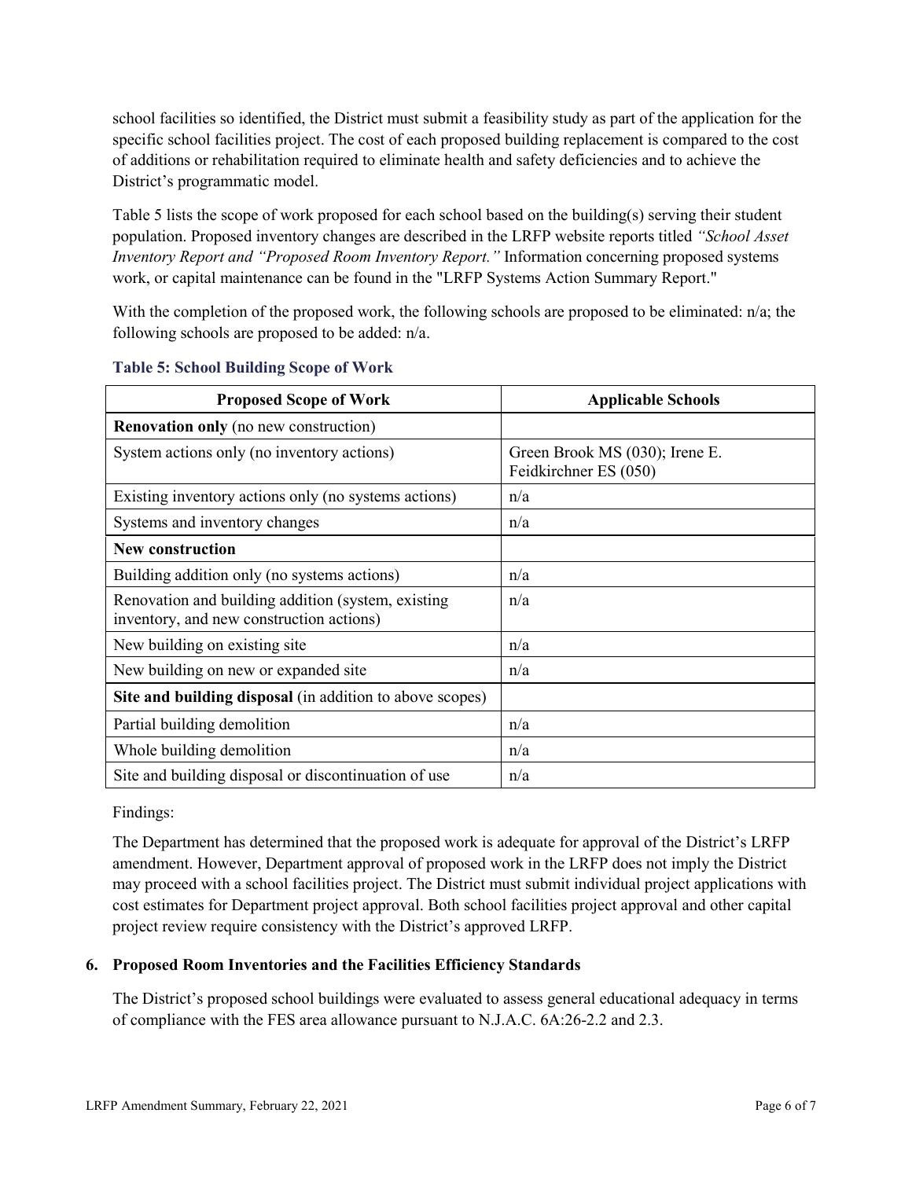school facilities so identified, the District must submit a feasibility study as part of the application for the specific school facilities project. The cost of each proposed building replacement is compared to the cost of additions or rehabilitation required to eliminate health and safety deficiencies and to achieve the District's programmatic model.

Table 5 lists the scope of work proposed for each school based on the building(s) serving their student population. Proposed inventory changes are described in the LRFP website reports titled *"School Asset Inventory Report and "Proposed Room Inventory Report."* Information concerning proposed systems work, or capital maintenance can be found in the "LRFP Systems Action Summary Report."

With the completion of the proposed work, the following schools are proposed to be eliminated: n/a; the following schools are proposed to be added: n/a.

**Table 5: School Building Scope of Work**

| Proposed Scope of Work | Applicable Schools |
|---|---|
| **Renovation only** (no new construction) | |
| System actions only (no inventory actions) | Green Brook MS (030); Irene E. Feidkirchner ES (050) |
| Existing inventory actions only (no systems actions) | n/a |
| Systems and inventory changes | n/a |
| **New construction** | |
| Building addition only (no systems actions) | n/a |
| Renovation and building addition (system, existing inventory, and new construction actions) | n/a |
| New building on existing site | n/a |
| New building on new or expanded site | n/a |
| **Site and building disposal** (in addition to above scopes) | |
| Partial building demolition | n/a |
| Whole building demolition | n/a |
| Site and building disposal or discontinuation of use | n/a |

Findings:

The Department has determined that the proposed work is adequate for approval of the District's LRFP amendment. However, Department approval of proposed work in the LRFP does not imply the District may proceed with a school facilities project. The District must submit individual project applications with cost estimates for Department project approval. Both school facilities project approval and other capital project review require consistency with the District's approved LRFP.

### 6. Proposed Room Inventories and the Facilities Efficiency Standards

The District's proposed school buildings were evaluated to assess general educational adequacy in terms of compliance with the FES area allowance pursuant to N.J.A.C. 6A:26-2.2 and 2.3.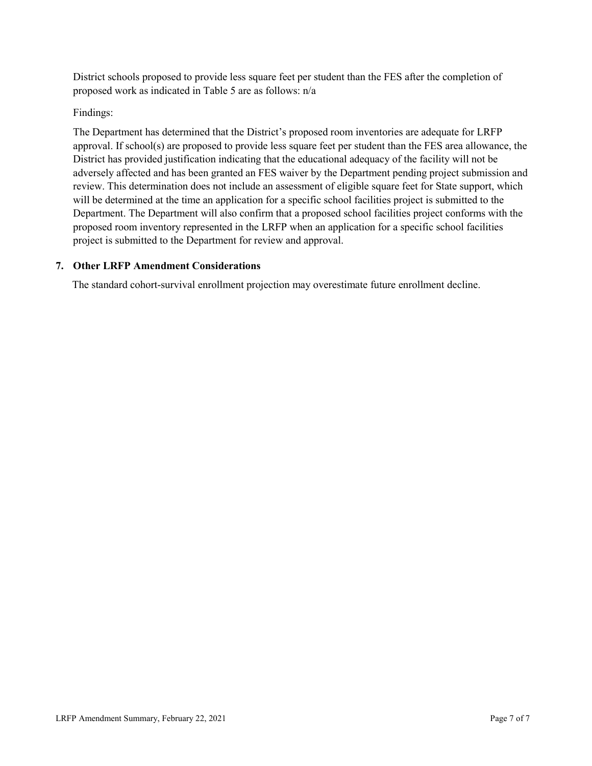District schools proposed to provide less square feet per student than the FES after the completion of proposed work as indicated in Table 5 are as follows: n/a

Findings:

The Department has determined that the District's proposed room inventories are adequate for LRFP approval. If school(s) are proposed to provide less square feet per student than the FES area allowance, the District has provided justification indicating that the educational adequacy of the facility will not be adversely affected and has been granted an FES waiver by the Department pending project submission and review. This determination does not include an assessment of eligible square feet for State support, which will be determined at the time an application for a specific school facilities project is submitted to the Department. The Department will also confirm that a proposed school facilities project conforms with the proposed room inventory represented in the LRFP when an application for a specific school facilities project is submitted to the Department for review and approval.

## 7. Other LRFP Amendment Considerations

The standard cohort-survival enrollment projection may overestimate future enrollment decline.